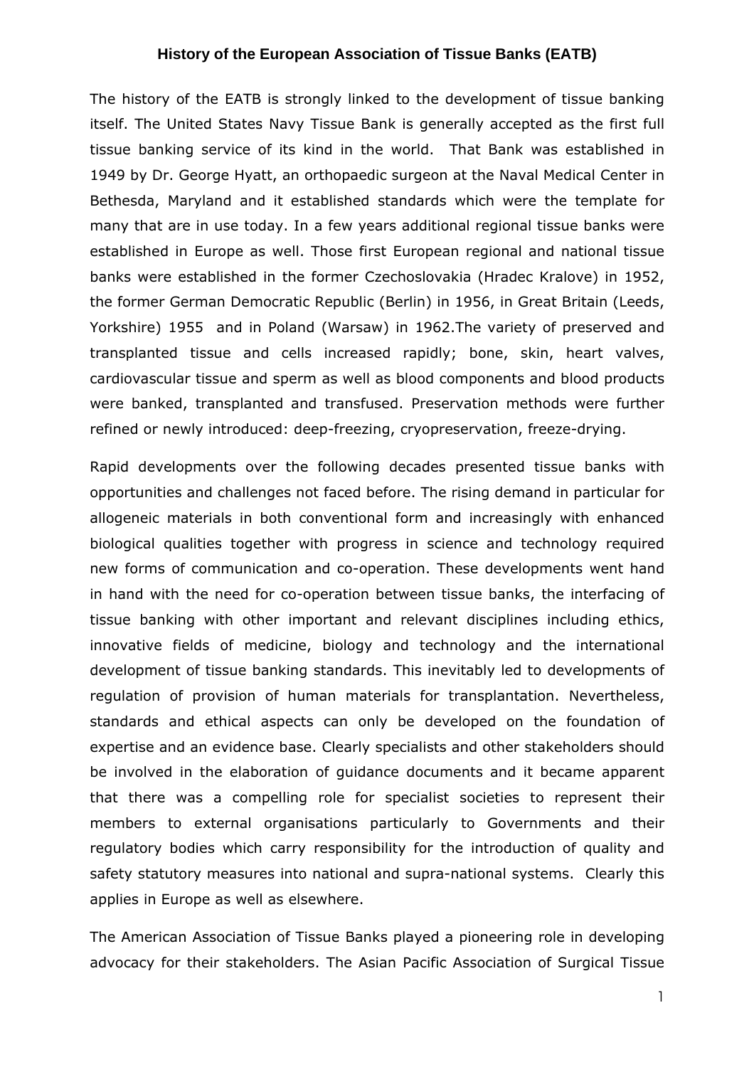# History of the European Association of Tissue Banks (EATB)

The history of the EATB is strongly linked to the development of tissue banking itself. The United States Navy Tissue Bank is generally accepted as the first full tissue banking service of its kind in the world. That Bank was established in 1949 by Dr. George Hyatt, an orthopaedic surgeon at the Naval Medical Center in Bethesda, Maryland and it established standards which were the template for many that are in use today. In a few years additional regional tissue banks were established in Europe as well. Those first European regional and national tissue banks were established in the former Czechoslovakia (Hradec Kralove) in 1952, the former German Democratic Republic (Berlin) in 1956, in Great Britain (Leeds, Yorkshire) 1955 and in Poland (Warsaw) in 1962.The variety of preserved and transplanted tissue and cells increased rapidly; bone, skin, heart valves, cardiovascular tissue and sperm as well as blood components and blood products were banked, transplanted and transfused. Preservation methods were further refined or newly introduced: deep-freezing, cryopreservation, freeze-drying.

Rapid developments over the following decades presented tissue banks with opportunities and challenges not faced before. The rising demand in particular for allogeneic materials in both conventional form and increasingly with enhanced biological qualities together with progress in science and technology required new forms of communication and co-operation. These developments went hand in hand with the need for co-operation between tissue banks, the interfacing of tissue banking with other important and relevant disciplines including ethics, innovative fields of medicine, biology and technology and the international development of tissue banking standards. This inevitably led to developments of regulation of provision of human materials for transplantation. Nevertheless, standards and ethical aspects can only be developed on the foundation of expertise and an evidence base. Clearly specialists and other stakeholders should be involved in the elaboration of guidance documents and it became apparent that there was a compelling role for specialist societies to represent their members to external organisations particularly to Governments and their regulatory bodies which carry responsibility for the introduction of quality and safety statutory measures into national and supra-national systems. Clearly this applies in Europe as well as elsewhere.

The American Association of Tissue Banks played a pioneering role in developing advocacy for their stakeholders. The Asian Pacific Association of Surgical Tissue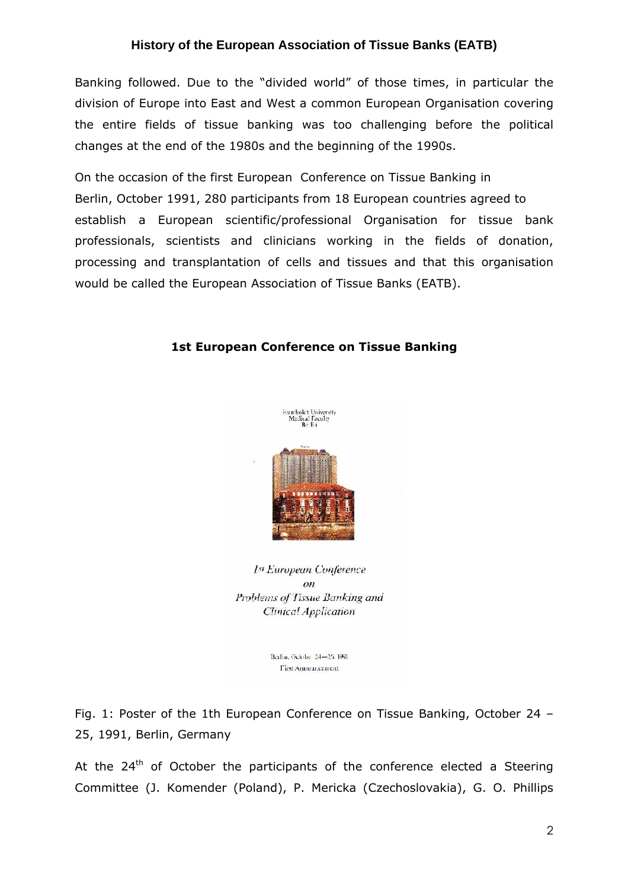Banking followed. Due to the "divided world" of those times, in particular the division of Europe into East and West a common European Organisation covering the entire fields of tissue banking was too challenging before the political changes at the end of the 1980s and the beginning of the 1990s.

On the occasion of the first European Conference on Tissue Banking in Berlin, October 1991, 280 participants from 18 European countries agreed to establish a European scientific/professional Organisation for tissue bank professionals, scientists and clinicians working in the fields of donation, processing and transplantation of cells and tissues and that this organisation would be called the European Association of Tissue Banks (EATB).

### 1st European Conference on Tissue Banking

Fig. 1: Poster of the 1th European Conference on Tissue Banking, October 24 – 25, 1991, Berlin, Germany

At the 24th of October the participants of the conference elected a Steering Committee (J. Komender (Poland), P. Mericka (Czechoslovakia), G. O. Phillips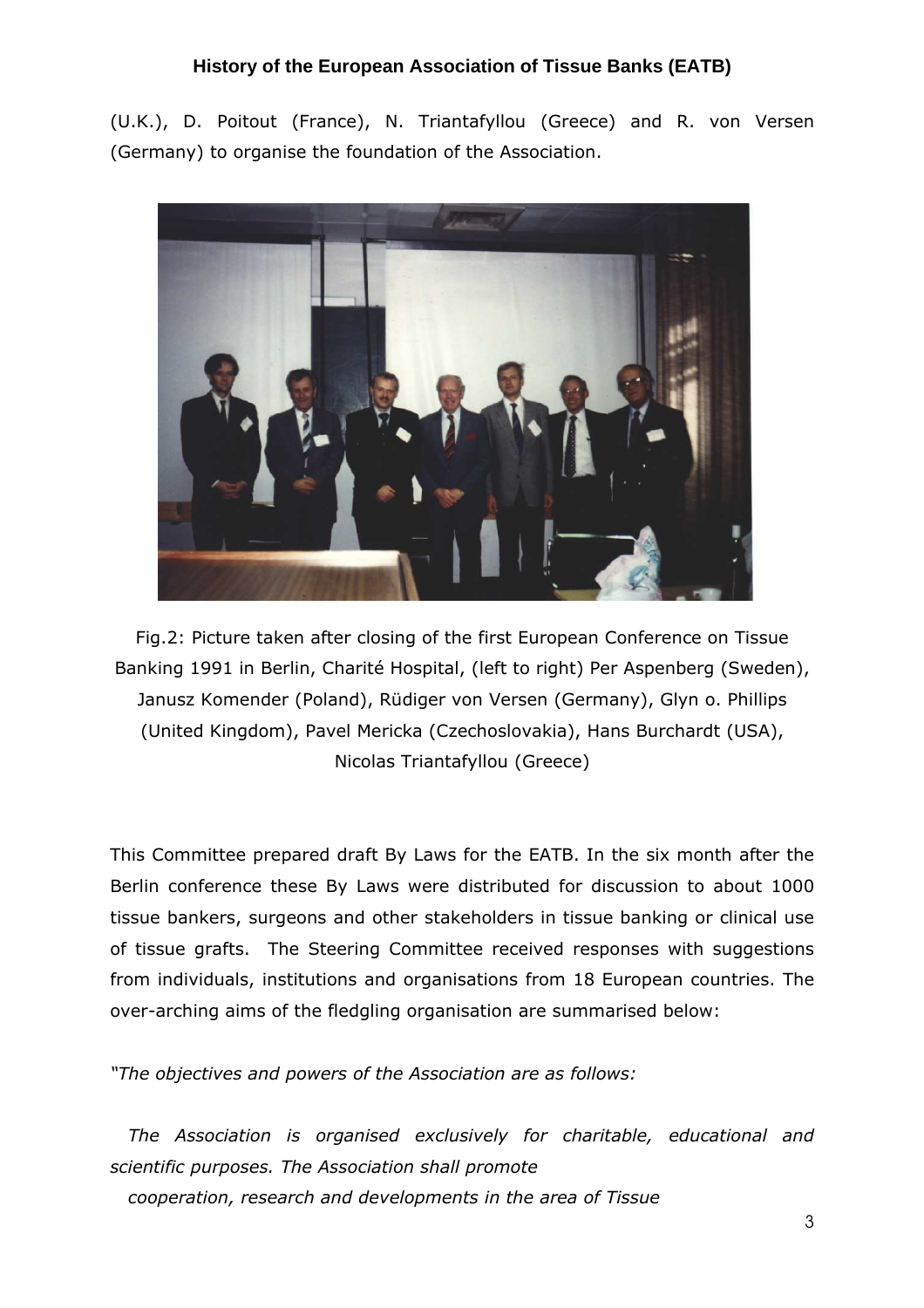(U.K.), D. Poitout (France), N. Triantafyllou (Greece) and R. von Versen (Germany) to organise the foundation of the Association.

Fig.2: Picture taken after closing of the first European Conference on Tissue Banking 1991 in Berlin, Charité Hospital, (left to right) Per Aspenberg (Sweden), Janusz Komender (Poland), Rüdiger von Versen (Germany), Glyn o. Phillips (United Kingdom), Pavel Mericka (Czechoslovakia), Hans Burchardt (USA), Nicolas Triantafyllou (Greece)

This Committee prepared draft By Laws for the EATB. In the six month after the Berlin conference these By Laws were distributed for discussion to about 1000 tissue bankers, surgeons and other stakeholders in tissue banking or clinical use of tissue grafts. The Steering Committee received responses with suggestions from individuals, institutions and organisations from 18 European countries. The over-arching aims of the fledgling organisation are summarised below:

*"The objectives and powers of the Association are as follows:*

*The Association is organised exclusively for charitable, educational and scientific purposes. The Association shall promote cooperation, research and developments in the area of Tissue*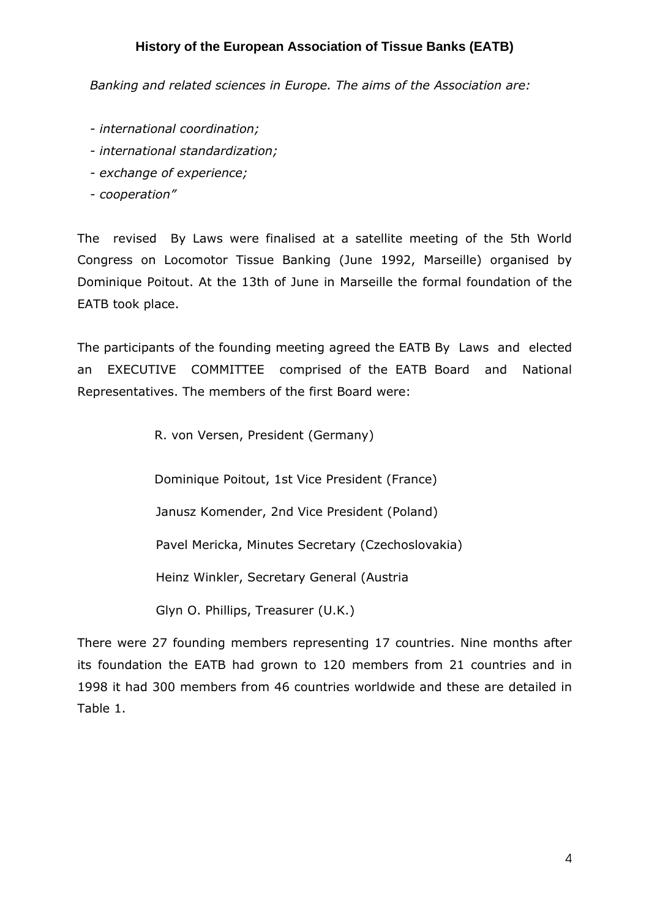*Banking and related sciences in Europe. The aims of the Association are:*

- *international coordination;*
- *international standardization;*
- *exchange of experience;*
- *cooperation"*

The revised By Laws were finalised at a satellite meeting of the 5th World Congress on Locomotor Tissue Banking (June 1992, Marseille) organised by Dominique Poitout. At the 13th of June in Marseille the formal foundation of the EATB took place.

The participants of the founding meeting agreed the EATB By Laws and elected an EXECUTIVE COMMITTEE comprised of the EATB Board and National Representatives. The members of the first Board were:

R. von Versen, President (Germany)

Dominique Poitout, 1st Vice President (France)

Janusz Komender, 2nd Vice President (Poland)

Pavel Mericka, Minutes Secretary (Czechoslovakia)

Heinz Winkler, Secretary General (Austria

Glyn O. Phillips, Treasurer (U.K.)

There were 27 founding members representing 17 countries. Nine months after its foundation the EATB had grown to 120 members from 21 countries and in 1998 it had 300 members from 46 countries worldwide and these are detailed in Table 1.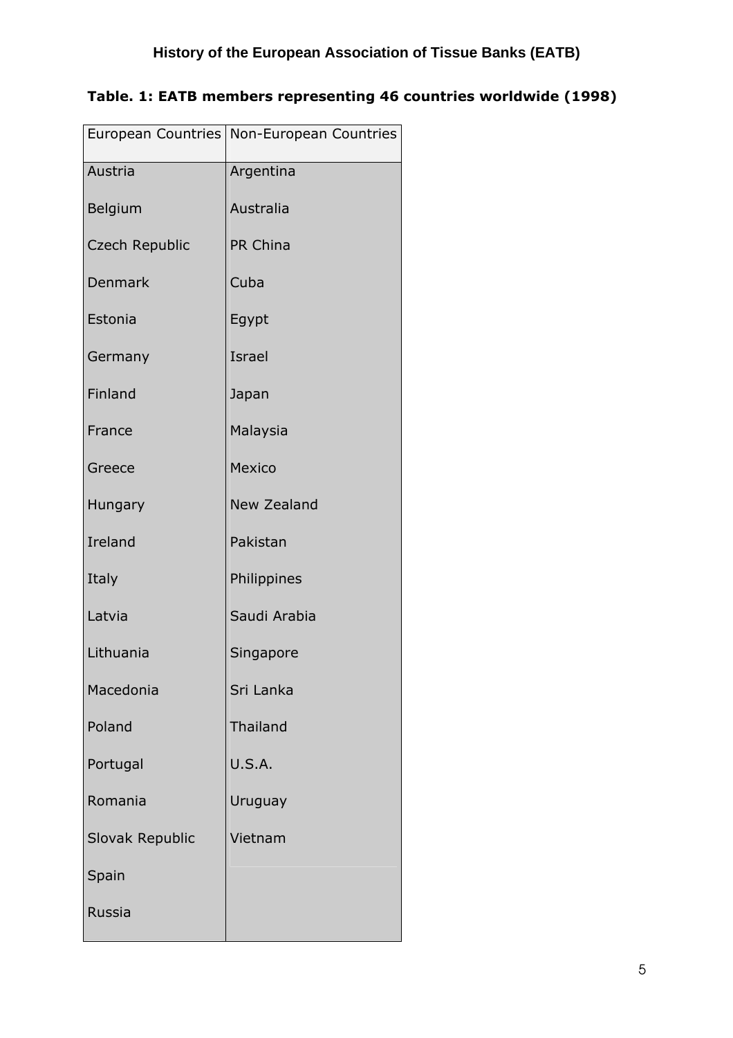**Table. 1: EATB members representing 46 countries worldwide (1998)**

| European Countries | Non-European Countries |
|---|---|
| Austria | Argentina |
| Belgium | Australia |
| Czech Republic | PR China |
| Denmark | Cuba |
| Estonia | Egypt |
| Germany | Israel |
| Finland | Japan |
| France | Malaysia |
| Greece | Mexico |
| Hungary | New Zealand |
| Ireland | Pakistan |
| Italy | Philippines |
| Latvia | Saudi Arabia |
| Lithuania | Singapore |
| Macedonia | Sri Lanka |
| Poland | Thailand |
| Portugal | U.S.A. |
| Romania | Uruguay |
| Slovak Republic | Vietnam |
| Spain | |
| Russia | |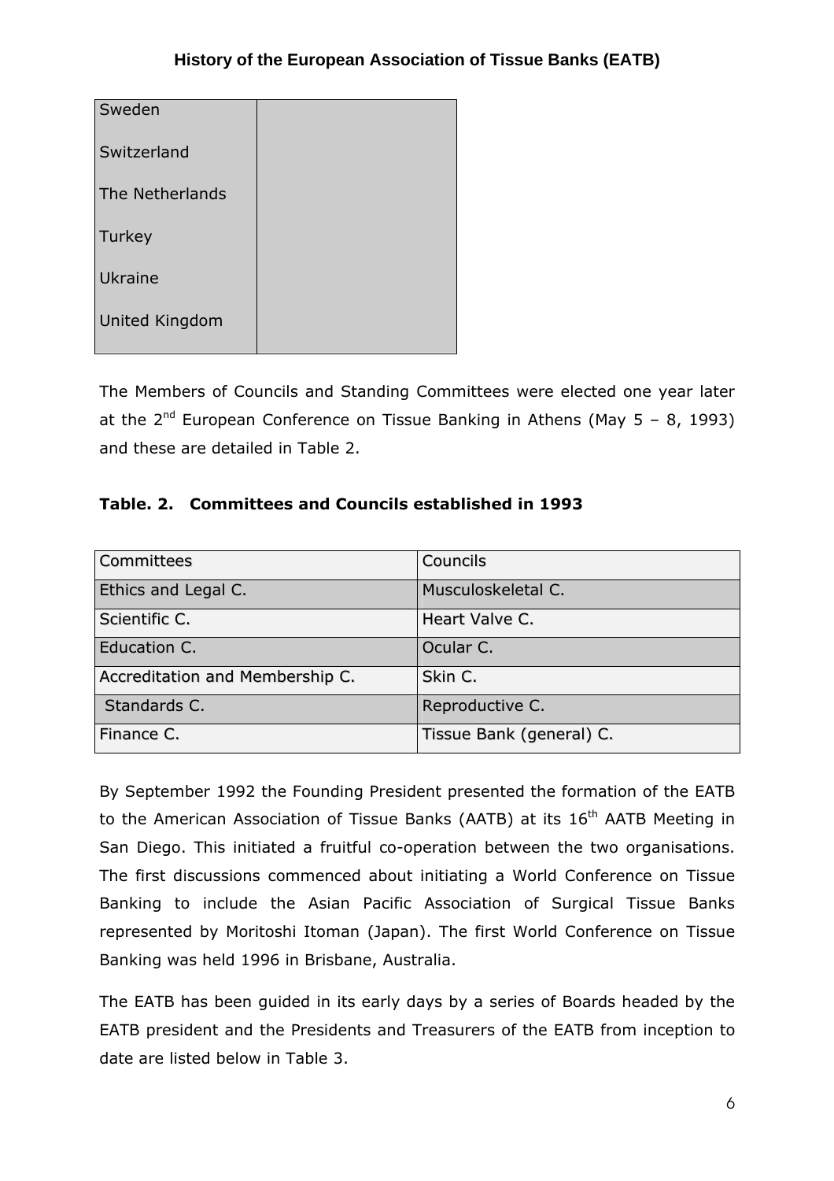| Sweden | |
|---|---|
| Switzerland | |
| The Netherlands | |
| Turkey | |
| Ukraine | |
| United Kingdom | |

The Members of Councils and Standing Committees were elected one year later at the 2nd European Conference on Tissue Banking in Athens (May 5 – 8, 1993) and these are detailed in Table 2.

**Table. 2. Committees and Councils established in 1993**

| Committees | Councils |
|---|---|
| Ethics and Legal C. | Musculoskeletal C. |
| Scientific C. | Heart Valve C. |
| Education C. | Ocular C. |
| Accreditation and Membership C. | Skin C. |
| Standards C. | Reproductive C. |
| Finance C. | Tissue Bank (general) C. |

By September 1992 the Founding President presented the formation of the EATB to the American Association of Tissue Banks (AATB) at its 16th AATB Meeting in San Diego. This initiated a fruitful co-operation between the two organisations. The first discussions commenced about initiating a World Conference on Tissue Banking to include the Asian Pacific Association of Surgical Tissue Banks represented by Moritoshi Itoman (Japan). The first World Conference on Tissue Banking was held 1996 in Brisbane, Australia.

The EATB has been guided in its early days by a series of Boards headed by the EATB president and the Presidents and Treasurers of the EATB from inception to date are listed below in Table 3.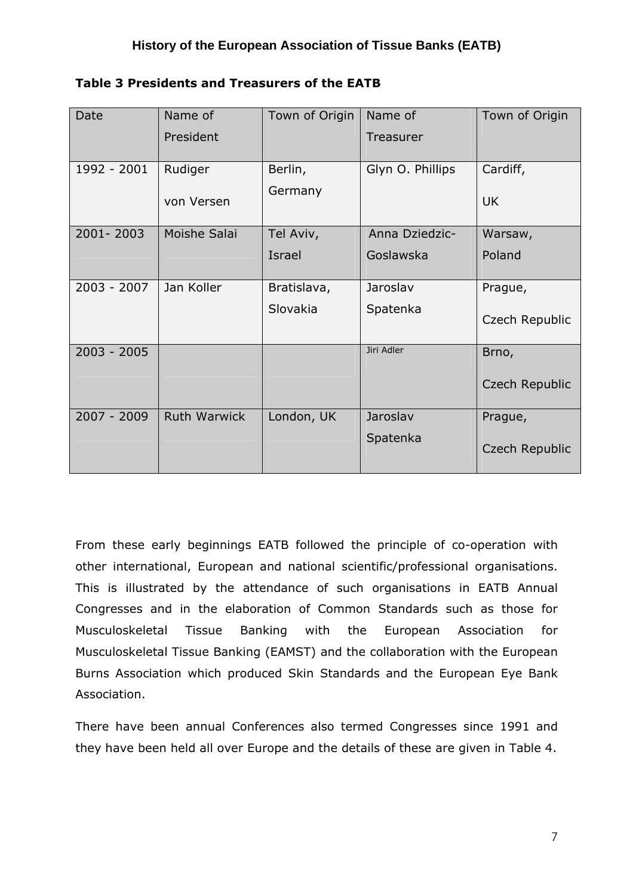**Table 3 Presidents and Treasurers of the EATB**

| Date | Name of President | Town of Origin | Name of Treasurer | Town of Origin |
|---|---|---|---|---|
| 1992 - 2001 | Rudiger von Versen | Berlin, Germany | Glyn O. Phillips | Cardiff, UK |
| 2001- 2003 | Moishe Salai | Tel Aviv, Israel | Anna Dziedzic-Goslawska | Warsaw, Poland |
| 2003 - 2007 | Jan Koller | Bratislava, Slovakia | Jaroslav Spatenka | Prague, Czech Republic |
| 2003 - 2005 | | | Jiri Adler | Brno, Czech Republic |
| 2007 - 2009 | Ruth Warwick | London, UK | Jaroslav Spatenka | Prague, Czech Republic |

From these early beginnings EATB followed the principle of co-operation with other international, European and national scientific/professional organisations. This is illustrated by the attendance of such organisations in EATB Annual Congresses and in the elaboration of Common Standards such as those for Musculoskeletal Tissue Banking with the European Association for Musculoskeletal Tissue Banking (EAMST) and the collaboration with the European Burns Association which produced Skin Standards and the European Eye Bank Association.

There have been annual Conferences also termed Congresses since 1991 and they have been held all over Europe and the details of these are given in Table 4.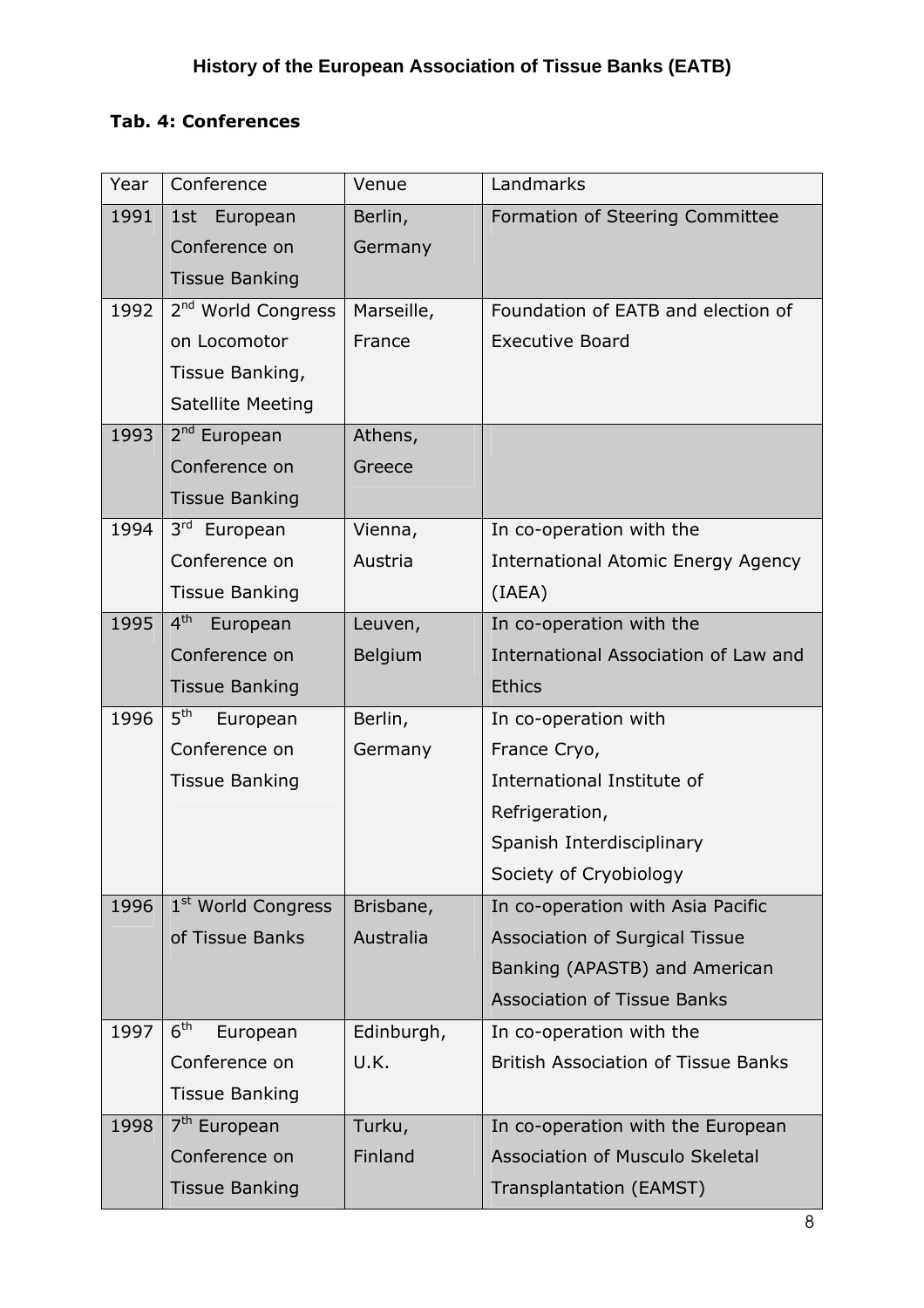# History of the European Association of Tissue Banks (EATB)

**Tab. 4: Conferences**

| Year | Conference | Venue | Landmarks |
|---|---|---|---|
| 1991 | 1st European Conference on Tissue Banking | Berlin, Germany | Formation of Steering Committee |
| 1992 | 2nd World Congress on Locomotor Tissue Banking, Satellite Meeting | Marseille, France | Foundation of EATB and election of Executive Board |
| 1993 | 2nd European Conference on Tissue Banking | Athens, Greece | |
| 1994 | 3rd European Conference on Tissue Banking | Vienna, Austria | In co-operation with the International Atomic Energy Agency (IAEA) |
| 1995 | 4th European Conference on Tissue Banking | Leuven, Belgium | In co-operation with the International Association of Law and Ethics |
| 1996 | 5th European Conference on Tissue Banking | Berlin, Germany | In co-operation with France Cryo, International Institute of Refrigeration, Spanish Interdisciplinary Society of Cryobiology |
| 1996 | 1st World Congress of Tissue Banks | Brisbane, Australia | In co-operation with Asia Pacific Association of Surgical Tissue Banking (APASTB) and American Association of Tissue Banks |
| 1997 | 6th European Conference on Tissue Banking | Edinburgh, U.K. | In co-operation with the British Association of Tissue Banks |
| 1998 | 7th European Conference on Tissue Banking | Turku, Finland | In co-operation with the European Association of Musculo Skeletal Transplantation (EAMST) |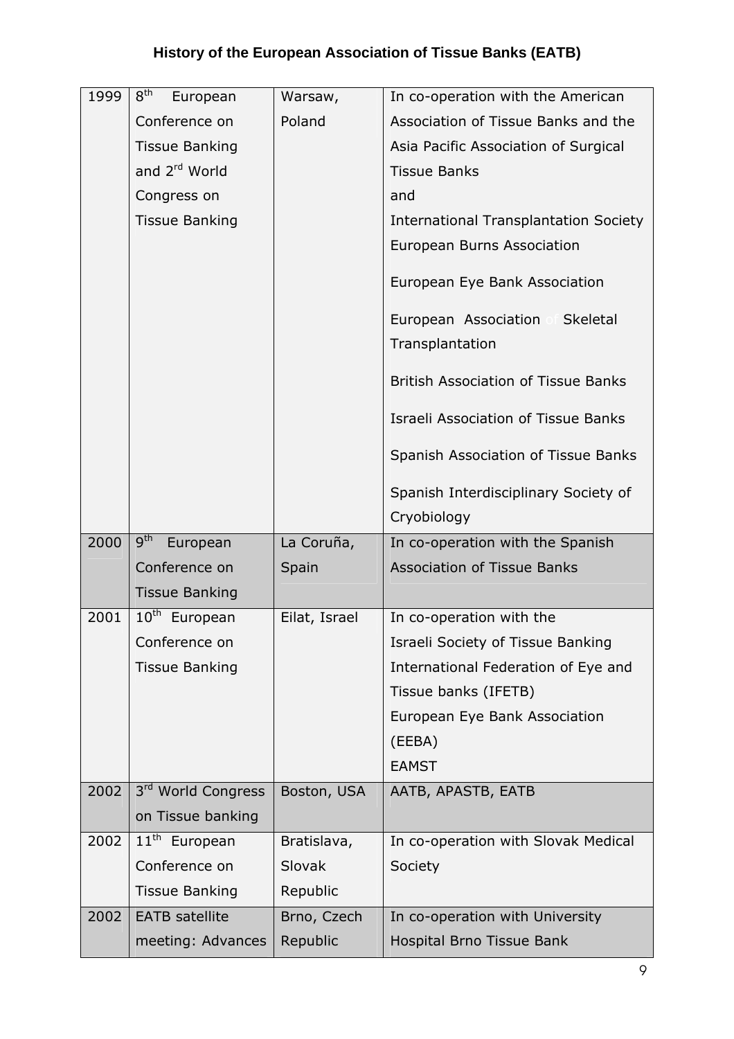**History of the European Association of Tissue Banks (EATB)**

| | | | |
|---|---|---|---|
| 1999 | 8th European Conference on Tissue Banking and 2rd World Congress on Tissue Banking | Warsaw, Poland | In co-operation with the American Association of Tissue Banks and the Asia Pacific Association of Surgical Tissue Banks and International Transplantation Society European Burns Association European Eye Bank Association European Association of Skeletal Transplantation British Association of Tissue Banks Israeli Association of Tissue Banks Spanish Association of Tissue Banks Spanish Interdisciplinary Society of Cryobiology |
| 2000 | 9th European Conference on Tissue Banking | La Coruña, Spain | In co-operation with the Spanish Association of Tissue Banks |
| 2001 | 10th European Conference on Tissue Banking | Eilat, Israel | In co-operation with the Israeli Society of Tissue Banking International Federation of Eye and Tissue banks (IFETB) European Eye Bank Association (EEBA) EAMST |
| 2002 | 3rd World Congress on Tissue banking | Boston, USA | AATB, APASTB, EATB |
| 2002 | 11th European Conference on Tissue Banking | Bratislava, Slovak Republic | In co-operation with Slovak Medical Society |
| 2002 | EATB satellite meeting: Advances | Brno, Czech Republic | In co-operation with University Hospital Brno Tissue Bank |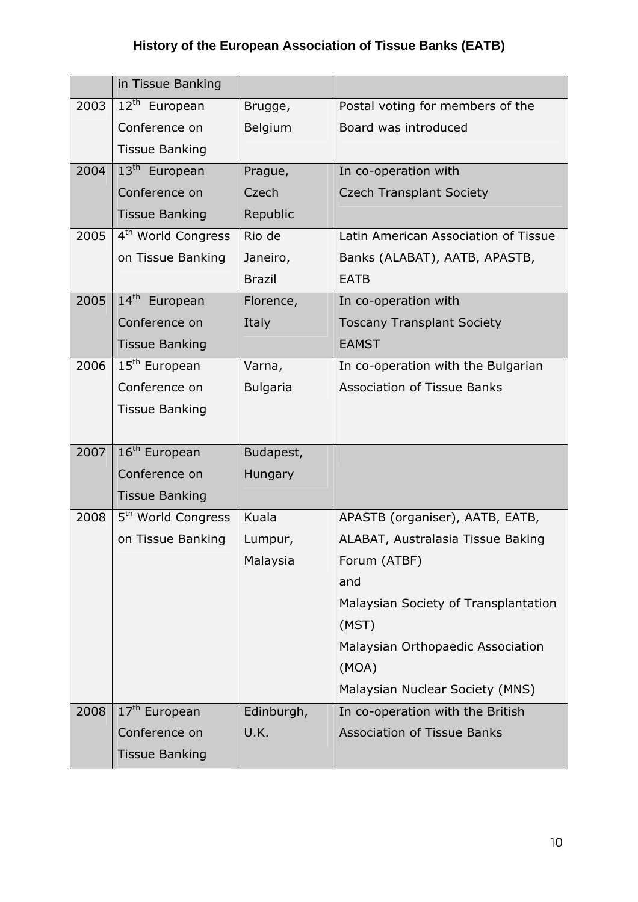| | in Tissue Banking | | |
|---|---|---|---|
| 2003 | 12th European Conference on Tissue Banking | Brugge, Belgium | Postal voting for members of the Board was introduced |
| 2004 | 13th European Conference on Tissue Banking | Prague, Czech Republic | In co-operation with Czech Transplant Society |
| 2005 | 4th World Congress on Tissue Banking | Rio de Janeiro, Brazil | Latin American Association of Tissue Banks (ALABAT), AATB, APASTB, EATB |
| 2005 | 14th European Conference on Tissue Banking | Florence, Italy | In co-operation with Toscany Transplant Society EAMST |
| 2006 | 15th European Conference on Tissue Banking | Varna, Bulgaria | In co-operation with the Bulgarian Association of Tissue Banks |
| 2007 | 16th European Conference on Tissue Banking | Budapest, Hungary | |
| 2008 | 5th World Congress on Tissue Banking | Kuala Lumpur, Malaysia | APASTB (organiser), AATB, EATB, ALABAT, Australasia Tissue Baking Forum (ATBF) and Malaysian Society of Transplantation (MST) Malaysian Orthopaedic Association (MOA) Malaysian Nuclear Society (MNS) |
| 2008 | 17th European Conference on Tissue Banking | Edinburgh, U.K. | In co-operation with the British Association of Tissue Banks |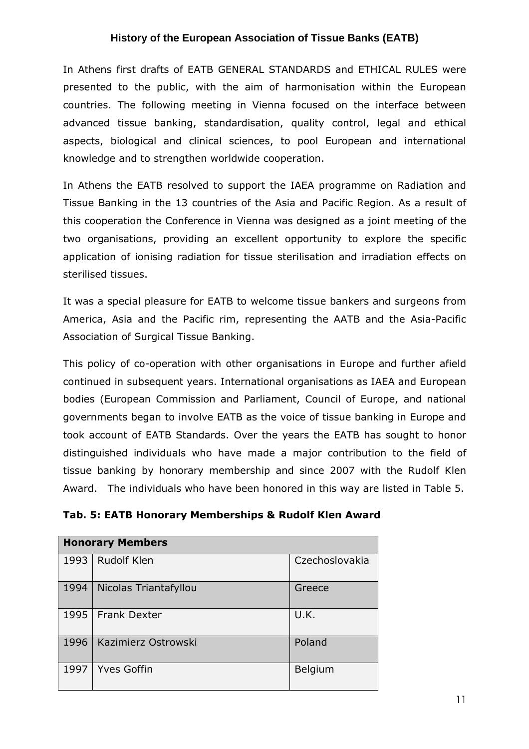In Athens first drafts of EATB GENERAL STANDARDS and ETHICAL RULES were presented to the public, with the aim of harmonisation within the European countries. The following meeting in Vienna focused on the interface between advanced tissue banking, standardisation, quality control, legal and ethical aspects, biological and clinical sciences, to pool European and international knowledge and to strengthen worldwide cooperation.

In Athens the EATB resolved to support the IAEA programme on Radiation and Tissue Banking in the 13 countries of the Asia and Pacific Region. As a result of this cooperation the Conference in Vienna was designed as a joint meeting of the two organisations, providing an excellent opportunity to explore the specific application of ionising radiation for tissue sterilisation and irradiation effects on sterilised tissues.

It was a special pleasure for EATB to welcome tissue bankers and surgeons from America, Asia and the Pacific rim, representing the AATB and the Asia-Pacific Association of Surgical Tissue Banking.

This policy of co-operation with other organisations in Europe and further afield continued in subsequent years. International organisations as IAEA and European bodies (European Commission and Parliament, Council of Europe, and national governments began to involve EATB as the voice of tissue banking in Europe and took account of EATB Standards. Over the years the EATB has sought to honor distinguished individuals who have made a major contribution to the field of tissue banking by honorary membership and since 2007 with the Rudolf Klen Award. The individuals who have been honored in this way are listed in Table 5.

**Tab. 5: EATB Honorary Memberships & Rudolf Klen Award**

| **Honorary Members** | | |
|---|---|---|
| 1993 | Rudolf Klen | Czechoslovakia |
| 1994 | Nicolas Triantafyllou | Greece |
| 1995 | Frank Dexter | U.K. |
| 1996 | Kazimierz Ostrowski | Poland |
| 1997 | Yves Goffin | Belgium |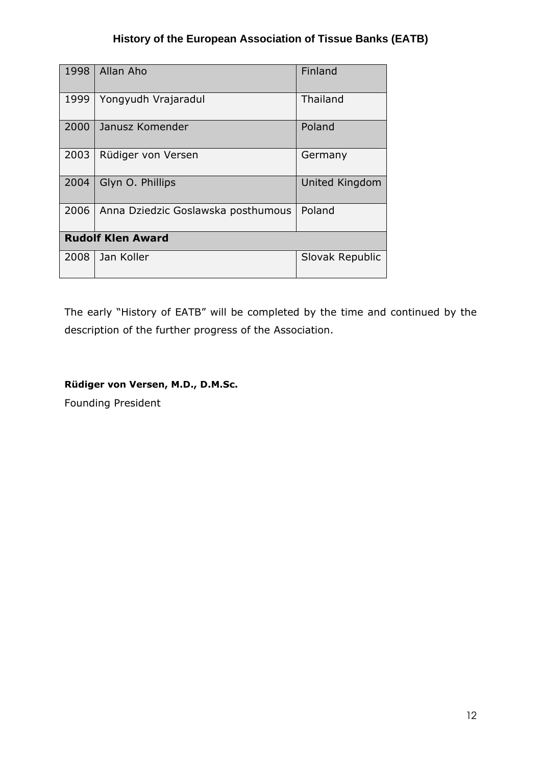| | | |
|---|---|---|
| 1998 | Allan Aho | Finland |
| 1999 | Yongyudh Vrajaradul | Thailand |
| 2000 | Janusz Komender | Poland |
| 2003 | Rüdiger von Versen | Germany |
| 2004 | Glyn O. Phillips | United Kingdom |
| 2006 | Anna Dziedzic Goslawska posthumous | Poland |
| **Rudolf Klen Award** | | |
| 2008 | Jan Koller | Slovak Republic |

The early "History of EATB" will be completed by the time and continued by the description of the further progress of the Association.

**Rüdiger von Versen, M.D., D.M.Sc.**
Founding President